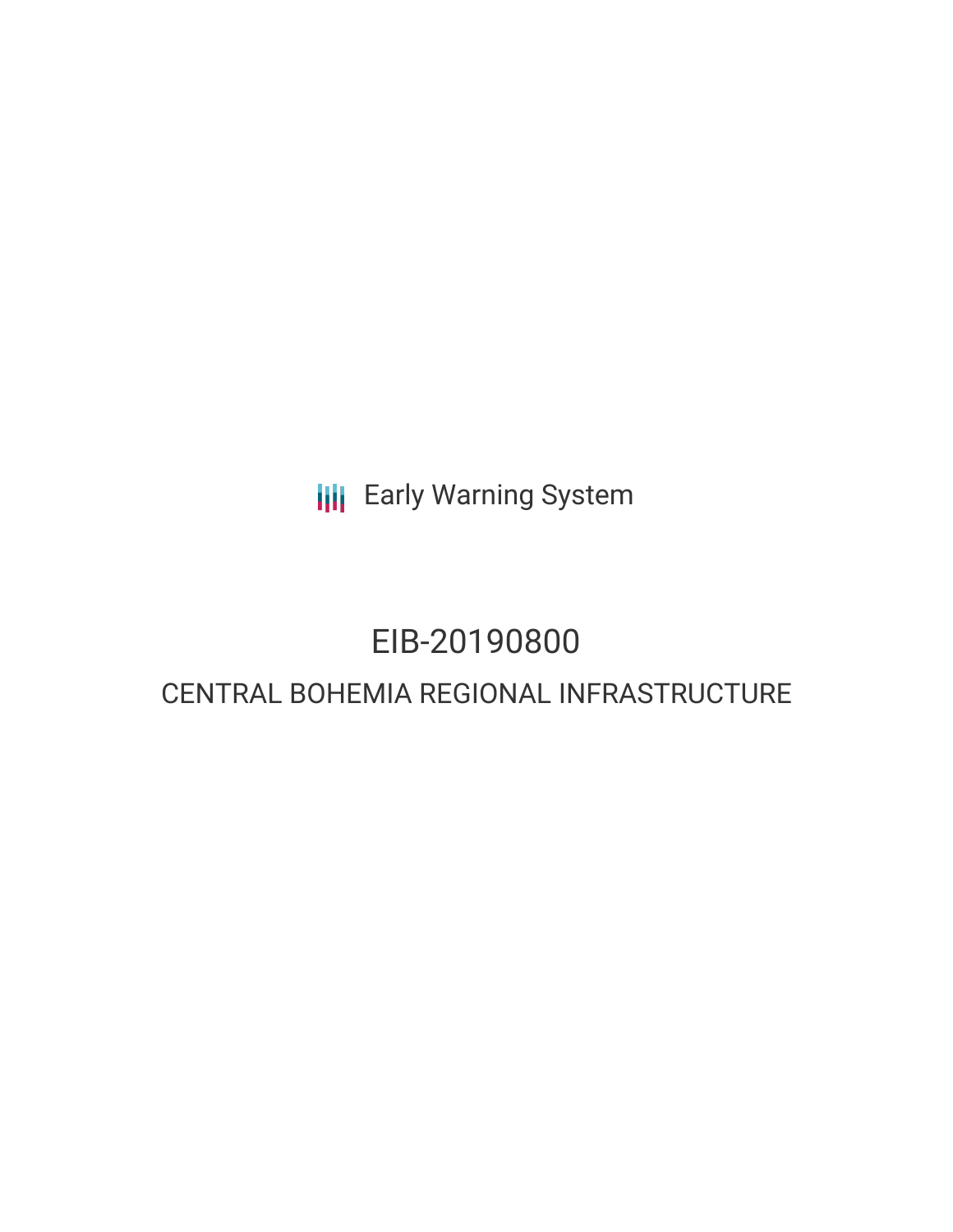Early Warning System

# EIB-20190800

## CENTRAL BOHEMIA REGIONAL INFRASTRUCTURE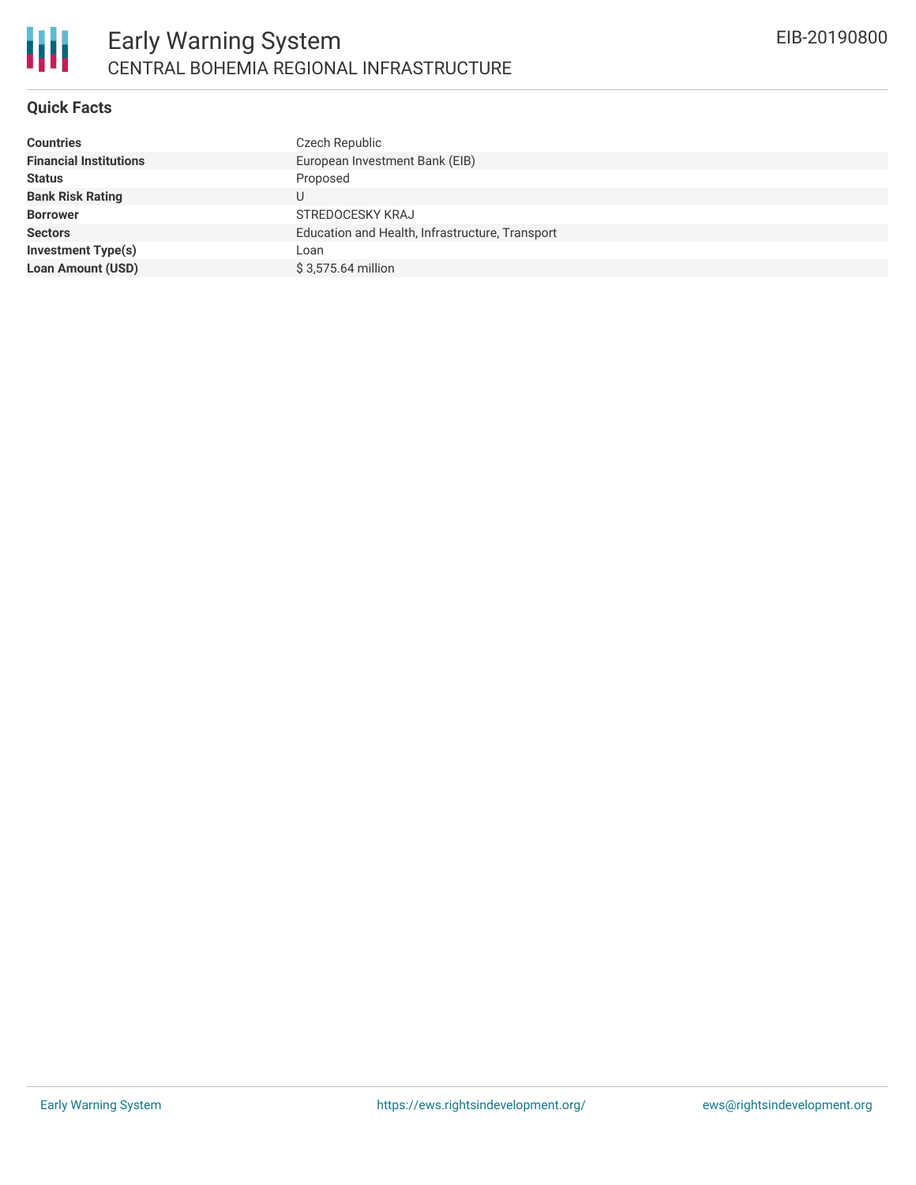# Early Warning System

## CENTRAL BOHEMIA REGIONAL INFRASTRUCTURE

EIB-20190800

### Quick Facts

| | |
|---|---|
| **Countries** | Czech Republic |
| **Financial Institutions** | European Investment Bank (EIB) |
| **Status** | Proposed |
| **Bank Risk Rating** | U |
| **Borrower** | STREDOCESKY KRAJ |
| **Sectors** | Education and Health, Infrastructure, Transport |
| **Investment Type(s)** | Loan |
| **Loan Amount (USD)** | $ 3,575.64 million |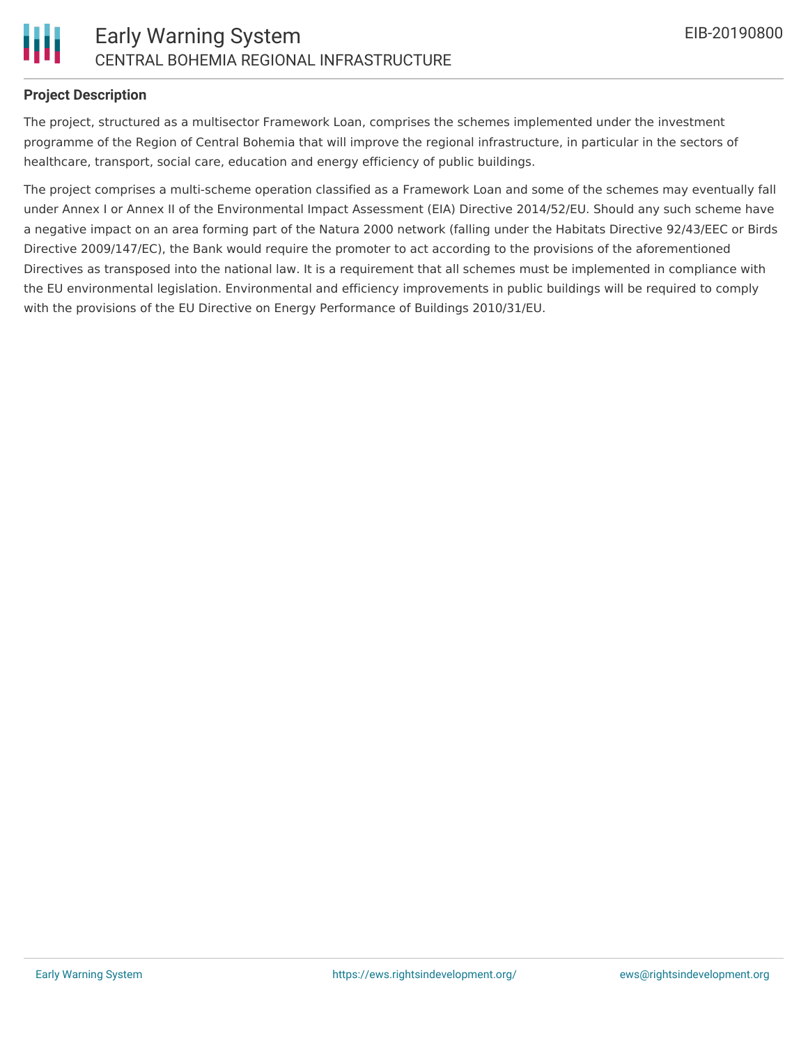**Project Description**

The project, structured as a multisector Framework Loan, comprises the schemes implemented under the investment programme of the Region of Central Bohemia that will improve the regional infrastructure, in particular in the sectors of healthcare, transport, social care, education and energy efficiency of public buildings.

The project comprises a multi-scheme operation classified as a Framework Loan and some of the schemes may eventually fall under Annex I or Annex II of the Environmental Impact Assessment (EIA) Directive 2014/52/EU. Should any such scheme have a negative impact on an area forming part of the Natura 2000 network (falling under the Habitats Directive 92/43/EEC or Birds Directive 2009/147/EC), the Bank would require the promoter to act according to the provisions of the aforementioned Directives as transposed into the national law. It is a requirement that all schemes must be implemented in compliance with the EU environmental legislation. Environmental and efficiency improvements in public buildings will be required to comply with the provisions of the EU Directive on Energy Performance of Buildings 2010/31/EU.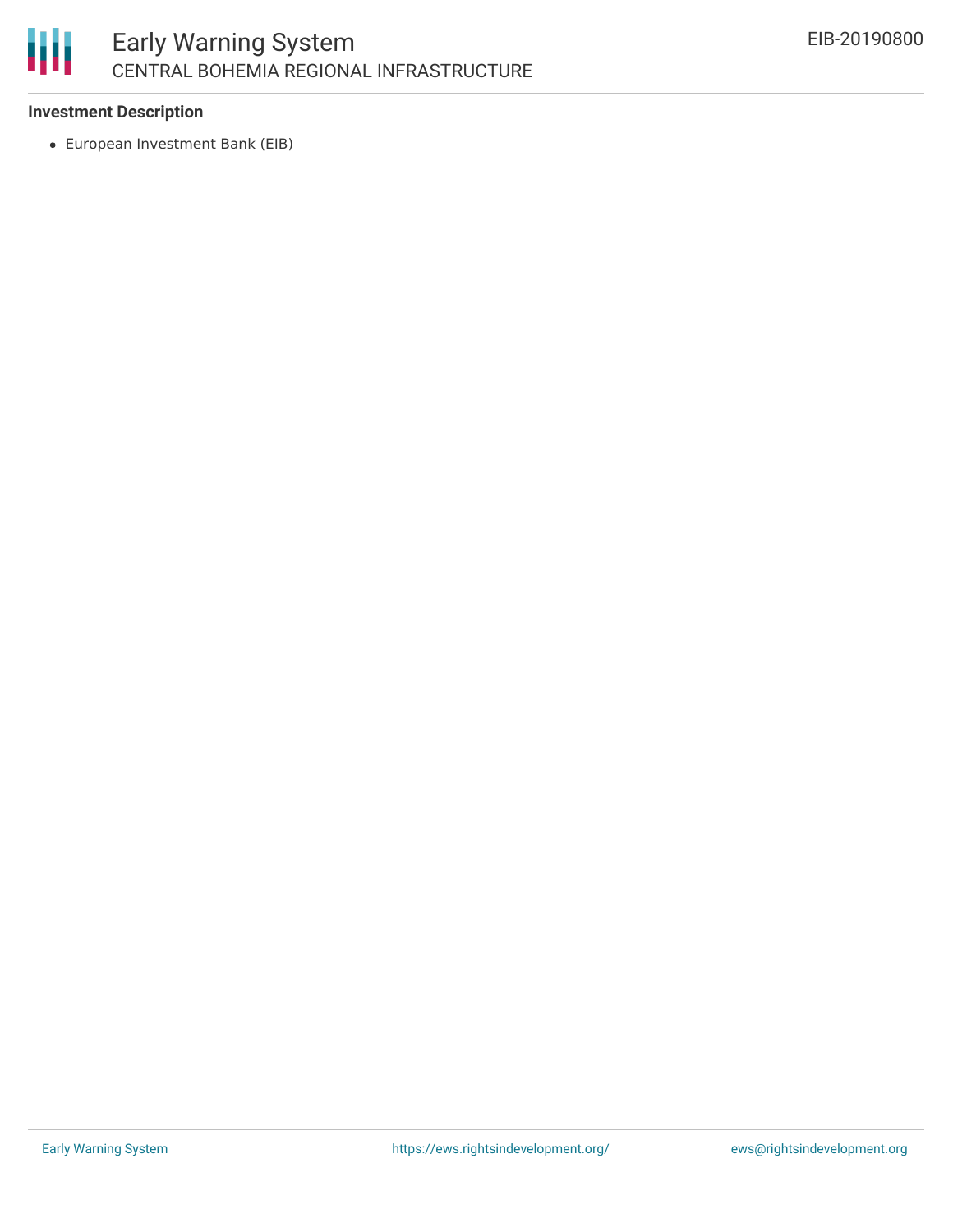**Investment Description**

- European Investment Bank (EIB)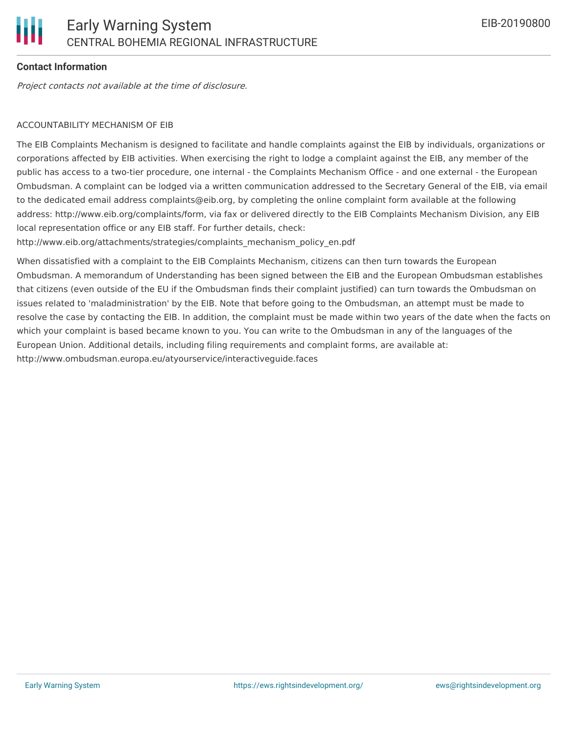### Contact Information

*Project contacts not available at the time of disclosure.*

ACCOUNTABILITY MECHANISM OF EIB

The EIB Complaints Mechanism is designed to facilitate and handle complaints against the EIB by individuals, organizations or corporations affected by EIB activities. When exercising the right to lodge a complaint against the EIB, any member of the public has access to a two-tier procedure, one internal - the Complaints Mechanism Office - and one external - the European Ombudsman. A complaint can be lodged via a written communication addressed to the Secretary General of the EIB, via email to the dedicated email address complaints@eib.org, by completing the online complaint form available at the following address: http://www.eib.org/complaints/form, via fax or delivered directly to the EIB Complaints Mechanism Division, any EIB local representation office or any EIB staff. For further details, check: http://www.eib.org/attachments/strategies/complaints_mechanism_policy_en.pdf

When dissatisfied with a complaint to the EIB Complaints Mechanism, citizens can then turn towards the European Ombudsman. A memorandum of Understanding has been signed between the EIB and the European Ombudsman establishes that citizens (even outside of the EU if the Ombudsman finds their complaint justified) can turn towards the Ombudsman on issues related to 'maladministration' by the EIB. Note that before going to the Ombudsman, an attempt must be made to resolve the case by contacting the EIB. In addition, the complaint must be made within two years of the date when the facts on which your complaint is based became known to you. You can write to the Ombudsman in any of the languages of the European Union. Additional details, including filing requirements and complaint forms, are available at: http://www.ombudsman.europa.eu/atyourservice/interactiveguide.faces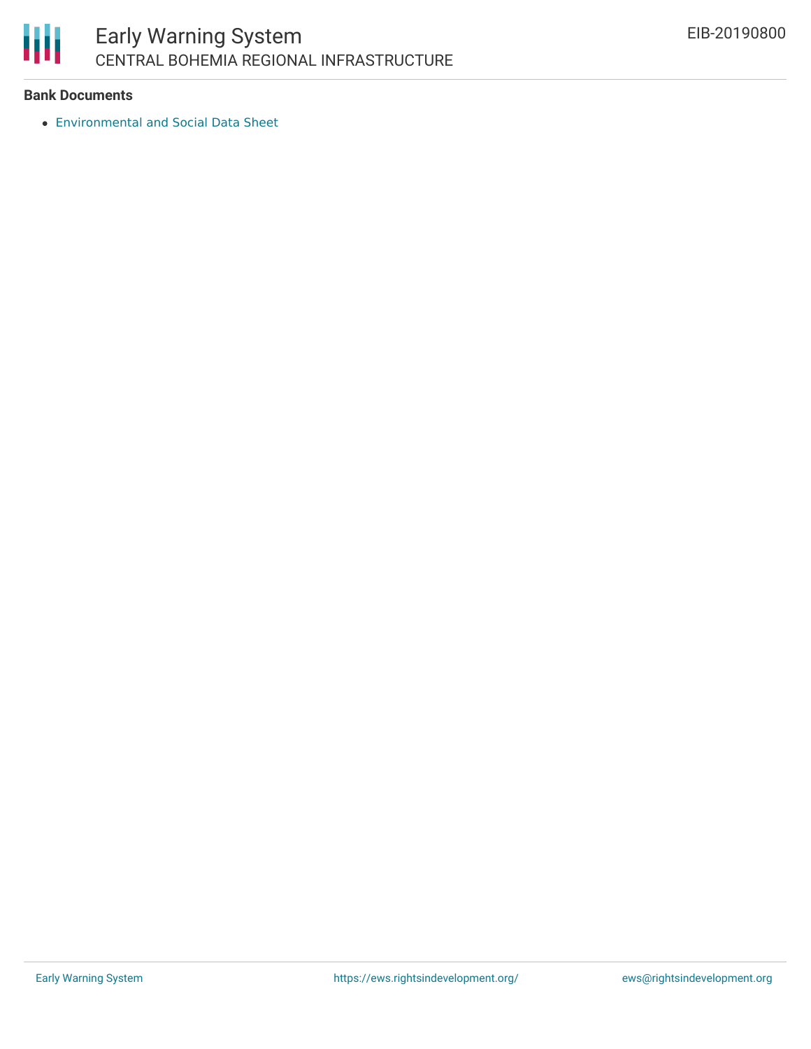**Bank Documents**

- Environmental and Social Data Sheet